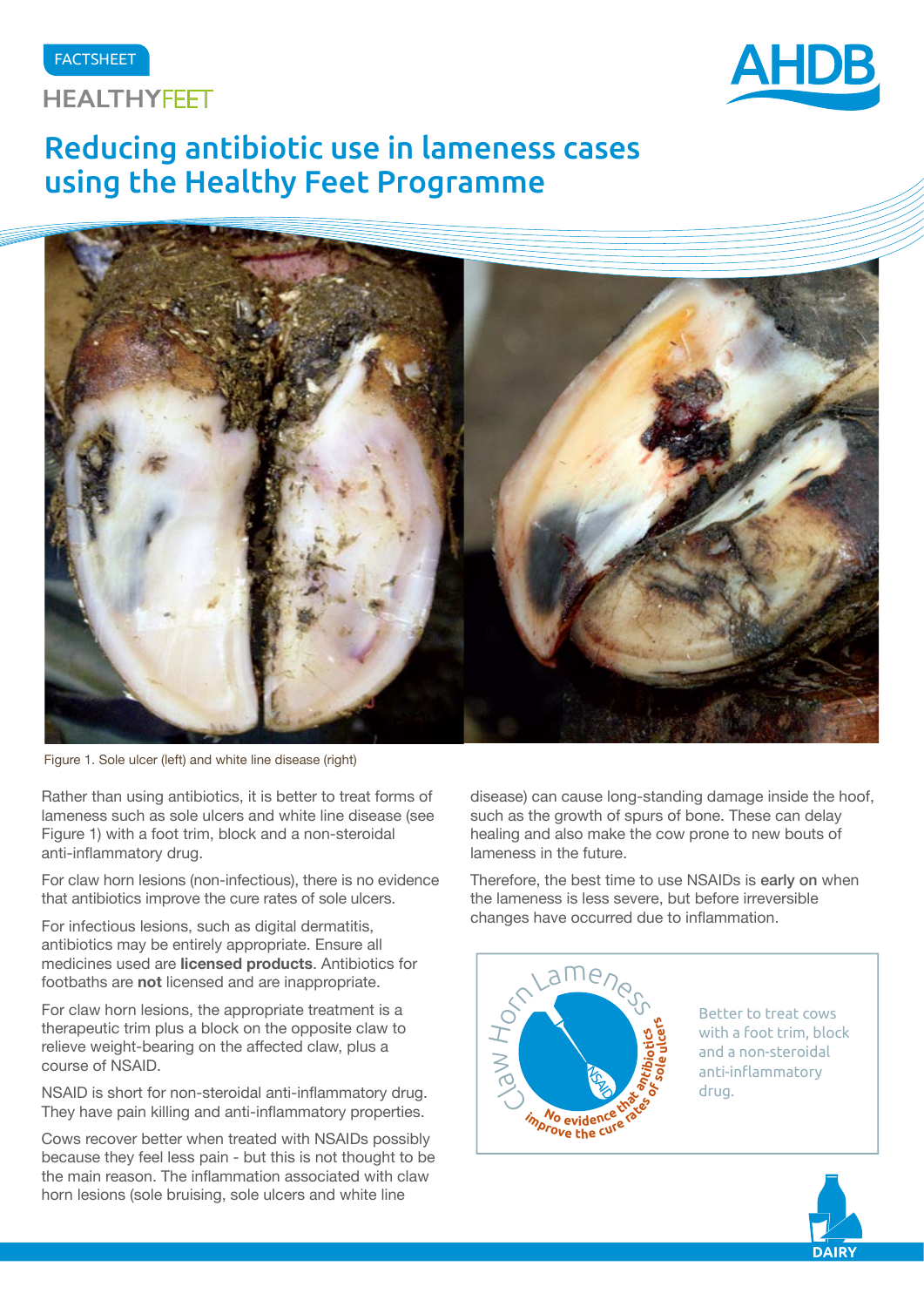FACTSHEET

HEALTHYFEET

# Reducing antibiotic use in lameness cases using the Healthy Feet Programme

Figure 1. Sole ulcer (left) and white line disease (right)

Rather than using antibiotics, it is better to treat forms of lameness such as sole ulcers and white line disease (see Figure 1) with a foot trim, block and a non-steroidal anti-inflammatory drug.

For claw horn lesions (non-infectious), there is no evidence that antibiotics improve the cure rates of sole ulcers.

For infectious lesions, such as digital dermatitis, antibiotics may be entirely appropriate. Ensure all medicines used are **licensed products**. Antibiotics for footbaths are **not** licensed and are inappropriate.

For claw horn lesions, the appropriate treatment is a therapeutic trim plus a block on the opposite claw to relieve weight-bearing on the affected claw, plus a course of NSAID.

NSAID is short for non-steroidal anti-inflammatory drug. They have pain killing and anti-inflammatory properties.

Cows recover better when treated with NSAIDs possibly because they feel less pain - but this is not thought to be the main reason. The inflammation associated with claw horn lesions (sole bruising, sole ulcers and white line disease) can cause long-standing damage inside the hoof, such as the growth of spurs of bone. These can delay healing and also make the cow prone to new bouts of lameness in the future.

Therefore, the best time to use NSAIDs is **early on** when the lameness is less severe, but before irreversible changes have occurred due to inflammation.

Claw Horn Lameness — NSAID — No evidence that antibiotics improve the cure rates of sole ulcers

Better to treat cows with a foot trim, block and a non-steroidal anti-inflammatory drug.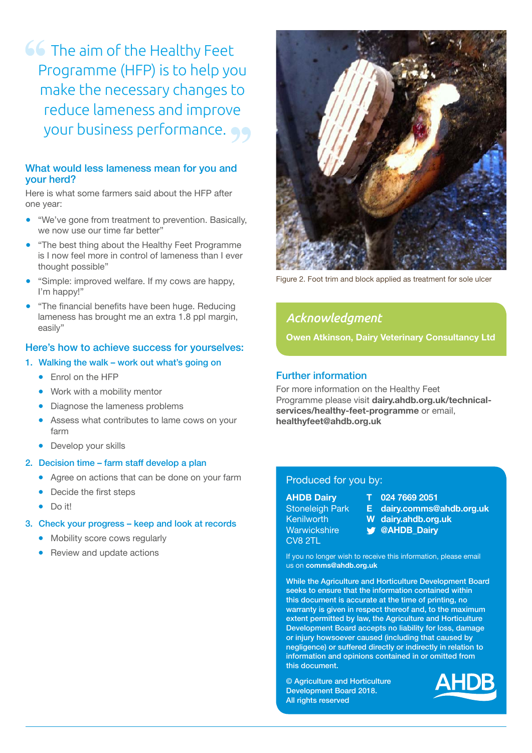> The aim of the Healthy Feet Programme (HFP) is to help you make the necessary changes to reduce lameness and improve your business performance.

### What would less lameness mean for you and your herd?

Here is what some farmers said about the HFP after one year:

- "We've gone from treatment to prevention. Basically, we now use our time far better"
- "The best thing about the Healthy Feet Programme is I now feel more in control of lameness than I ever thought possible"
- "Simple: improved welfare. If my cows are happy, I'm happy!"
- "The financial benefits have been huge. Reducing lameness has brought me an extra 1.8 ppl margin, easily"

### Here's how to achieve success for yourselves:

1. **Walking the walk – work out what's going on**
   - Enrol on the HFP
   - Work with a mobility mentor
   - Diagnose the lameness problems
   - Assess what contributes to lame cows on your farm
   - Develop your skills
2. **Decision time – farm staff develop a plan**
   - Agree on actions that can be done on your farm
   - Decide the first steps
   - Do it!
3. **Check your progress – keep and look at records**
   - Mobility score cows regularly
   - Review and update actions

Figure 2. Foot trim and block applied as treatment for sole ulcer

## *Acknowledgment*

**Owen Atkinson, Dairy Veterinary Consultancy Ltd**

### Further information

For more information on the Healthy Feet Programme please visit **dairy.ahdb.org.uk/technical-services/healthy-feet-programme** or email, **healthyfeet@ahdb.org.uk**

Produced for you by:

**AHDB Dairy**
Stoneleigh Park
Kenilworth
Warwickshire
CV8 2TL

**T** 024 7669 2051
**E** dairy.comms@ahdb.org.uk
**W** dairy.ahdb.org.uk
@AHDB_Dairy

If you no longer wish to receive this information, please email us on **comms@ahdb.org.uk**

While the Agriculture and Horticulture Development Board seeks to ensure that the information contained within this document is accurate at the time of printing, no warranty is given in respect thereof and, to the maximum extent permitted by law, the Agriculture and Horticulture Development Board accepts no liability for loss, damage or injury howsoever caused (including that caused by negligence) or suffered directly or indirectly in relation to information and opinions contained in or omitted from this document.

© Agriculture and Horticulture Development Board 2018.
All rights reserved

AHDB